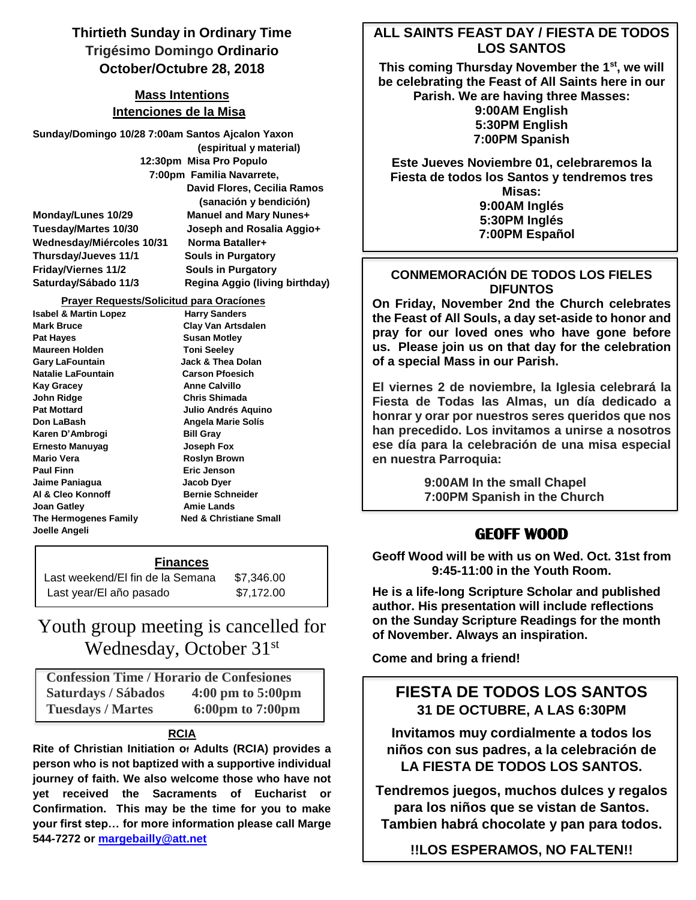## Thirtieth Sunday in Ordinary Time
## Trigésimo Domingo Ordinario
## October/Octubre 28, 2018

### Mass Intentions
### Intenciones de la Misa

| | |
|---|---|
| **Sunday/Domingo 10/28 7:00am** | **Santos Ajcalon Yaxon (espiritual y material)** |
| **12:30pm** | **Misa Pro Populo** |
| **7:00pm** | **Familia Navarrete, David Flores, Cecilia Ramos (sanación y bendición)** |
| **Monday/Lunes 10/29** | **Manuel and Mary Nunes+** |
| **Tuesday/Martes 10/30** | **Joseph and Rosalia Aggio+** |
| **Wednesday/Miércoles 10/31** | **Norma Bataller+** |
| **Thursday/Jueves 11/1** | **Souls in Purgatory** |
| **Friday/Viernes 11/2** | **Souls in Purgatory** |
| **Saturday/Sábado 11/3** | **Regina Aggio (living birthday)** |

### Prayer Requests/Solicitud para Oracíones

| | |
|---|---|
| Isabel & Martin Lopez | Harry Sanders |
| Mark Bruce | Clay Van Artsdalen |
| Pat Hayes | Susan Motley |
| Maureen Holden | Toni Seeley |
| Gary LaFountain | Jack & Thea Dolan |
| Natalie LaFountain | Carson Pfoesich |
| Kay Gracey | Anne Calvillo |
| John Ridge | Chris Shimada |
| Pat Mottard | Julio Andrés Aquino |
| Don LaBash | Angela Marie Solís |
| Karen D'Ambrogi | Bill Gray |
| Ernesto Manuyag | Joseph Fox |
| Mario Vera | Roslyn Brown |
| Paul Finn | Eric Jenson |
| Jaime Paniagua | Jacob Dyer |
| Al & Cleo Konnoff | Bernie Schneider |
| Joan Gatley | Amie Lands |
| The Hermogenes Family | Ned & Christiane Small |
| Joelle Angeli | |

### Finances

| | |
|---|---|
| Last weekend/El fin de la Semana | $7,346.00 |
| Last year/El año pasado | $7,172.00 |

## Youth group meeting is cancelled for Wednesday, October 31st

| Confession Time / Horario de Confesiones | |
|---|---|
| Saturdays / Sábados | 4:00 pm to 5:00pm |
| Tuesdays / Martes | 6:00pm to 7:00pm |

### RCIA

**Rite of Christian Initiation of Adults (RCIA) provides a person who is not baptized with a supportive individual journey of faith. We also welcome those who have not yet received the Sacraments of Eucharist or Confirmation. This may be the time for you to make your first step… for more information please call Marge 544-7272 or margebailly@att.net**

## ALL SAINTS FEAST DAY / FIESTA DE TODOS LOS SANTOS

**This coming Thursday November the 1st, we will be celebrating the Feast of All Saints here in our Parish. We are having three Masses:**

**9:00AM English**
**5:30PM English**
**7:00PM Spanish**

**Este Jueves Noviembre 01, celebraremos la Fiesta de todos los Santos y tendremos tres Misas:**

**9:00AM Inglés**
**5:30PM Inglés**
**7:00PM Español**

### CONMEMORACIÓN DE TODOS LOS FIELES DIFUNTOS

**On Friday, November 2nd the Church celebrates the Feast of All Souls, a day set-aside to honor and pray for our loved ones who have gone before us. Please join us on that day for the celebration of a special Mass in our Parish.**

**El viernes 2 de noviembre, la Iglesia celebrará la Fiesta de Todas las Almas, un día dedicado a honrar y orar por nuestros seres queridos que nos han precedido. Los invitamos a unirse a nosotros ese día para la celebración de una misa especial en nuestra Parroquia:**

**9:00AM In the small Chapel**
**7:00PM Spanish in the Church**

## GEOFF WOOD

**Geoff Wood will be with us on Wed. Oct. 31st from 9:45-11:00 in the Youth Room.**

**He is a life-long Scripture Scholar and published author. His presentation will include reflections on the Sunday Scripture Readings for the month of November. Always an inspiration.**

**Come and bring a friend!**

## FIESTA DE TODOS LOS SANTOS
### 31 DE OCTUBRE, A LAS 6:30PM

**Invitamos muy cordialmente a todos los niños con sus padres, a la celebración de LA FIESTA DE TODOS LOS SANTOS.**

**Tendremos juegos, muchos dulces y regalos para los niños que se vistan de Santos. Tambien habrá chocolate y pan para todos.**

**!!LOS ESPERAMOS, NO FALTEN!!**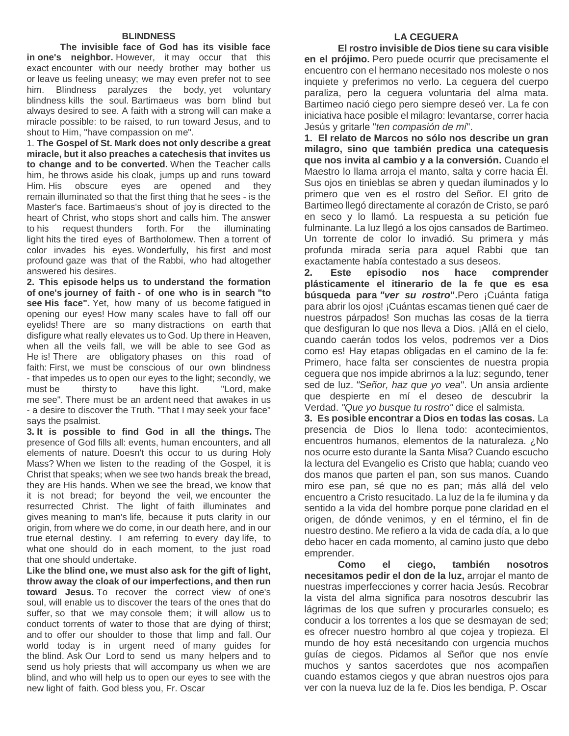## BLINDNESS

**The invisible face of God has its visible face in one's neighbor.** However, it may occur that this exact encounter with our needy brother may bother us or leave us feeling uneasy; we may even prefer not to see him. Blindness paralyzes the body, yet voluntary blindness kills the soul. Bartimaeus was born blind but always desired to see. A faith with a strong will can make a miracle possible: to be raised, to run toward Jesus, and to shout to Him, "have compassion on me".

1. **The Gospel of St. Mark does not only describe a great miracle, but it also preaches a catechesis that invites us to change and to be converted.** When the Teacher calls him, he throws aside his cloak, jumps up and runs toward Him. His obscure eyes are opened and they remain illuminated so that the first thing that he sees - is the Master's face. Bartimaeus's shout of joy is directed to the heart of Christ, who stops short and calls him. The answer to his request thunders forth. For the illuminating light hits the tired eyes of Bartholomew. Then a torrent of color invades his eyes. Wonderfully, his first and most profound gaze was that of the Rabbi, who had altogether answered his desires.

2. **This episode helps us to understand the formation of one's journey of faith - of one who is in search "to see His face".** Yet, how many of us become fatigued in opening our eyes! How many scales have to fall off our eyelids! There are so many distractions on earth that disfigure what really elevates us to God. Up there in Heaven, when all the veils fall, we will be able to see God as He is! There are obligatory phases on this road of faith: First, we must be conscious of our own blindness - that impedes us to open our eyes to the light; secondly, we must be thirsty to have this light. "Lord, make me see". There must be an ardent need that awakes in us - a desire to discover the Truth. "That I may seek your face" says the psalmist.

3. **It is possible to find God in all the things.** The presence of God fills all: events, human encounters, and all elements of nature. Doesn't this occur to us during Holy Mass? When we listen to the reading of the Gospel, it is Christ that speaks; when we see two hands break the bread, they are His hands. When we see the bread, we know that it is not bread; for beyond the veil, we encounter the resurrected Christ. The light of faith illuminates and gives meaning to man's life, because it puts clarity in our origin, from where we do come, in our death here, and in our true eternal destiny. I am referring to every day life, to what one should do in each moment, to the just road that one should undertake.

**Like the blind one, we must also ask for the gift of light, throw away the cloak of our imperfections, and then run toward Jesus.** To recover the correct view of one's soul, will enable us to discover the tears of the ones that do suffer, so that we may console them; it will allow us to conduct torrents of water to those that are dying of thirst; and to offer our shoulder to those that limp and fall. Our world today is in urgent need of many guides for the blind. Ask Our Lord to send us many helpers and to send us holy priests that will accompany us when we are blind, and who will help us to open our eyes to see with the new light of faith. God bless you, Fr. Oscar

## LA CEGUERA

**El rostro invisible de Dios tiene su cara visible en el prójimo.** Pero puede ocurrir que precisamente el encuentro con el hermano necesitado nos moleste o nos inquiete y preferimos no verlo. La ceguera del cuerpo paraliza, pero la ceguera voluntaria del alma mata. Bartimeo nació ciego pero siempre deseó ver. La fe con iniciativa hace posible el milagro: levantarse, correr hacia Jesús y gritarle "*ten compasión de mí*".

**1. El relato de Marcos no sólo nos describe un gran milagro, sino que también predica una catequesis que nos invita al cambio y a la conversión.** Cuando el Maestro lo llama arroja el manto, salta y corre hacia Él. Sus ojos en tinieblas se abren y quedan iluminados y lo primero que ven es el rostro del Señor. El grito de Bartimeo llegó directamente al corazón de Cristo, se paró en seco y lo llamó. La respuesta a su petición fue fulminante. La luz llegó a los ojos cansados de Bartimeo. Un torrente de color lo invadió. Su primera y más profunda mirada sería para aquel Rabbi que tan exactamente había contestado a sus deseos.

**2. Este episodio nos hace comprender plásticamente el itinerario de la fe que es esa búsqueda para *"ver su rostro"*.** Pero ¡Cuánta fatiga para abrir los ojos! ¡Cuántas escamas tienen qué caer de nuestros párpados! Son muchas las cosas de la tierra que desfiguran lo que nos lleva a Dios. ¡Allá en el cielo, cuando caerán todos los velos, podremos ver a Dios como es! Hay etapas obligadas en el camino de la fe: Primero, hace falta ser conscientes de nuestra propia ceguera que nos impide abrirnos a la luz; segundo, tener sed de luz. *"Señor, haz que yo vea*". Un ansia ardiente que despierte en mí el deseo de descubrir la Verdad. *"Que yo busque tu rostro"* dice el salmista.

**3. Es posible encontrar a Dios en todas las cosas.** La presencia de Dios lo llena todo: acontecimientos, encuentros humanos, elementos de la naturaleza. ¿No nos ocurre esto durante la Santa Misa? Cuando escucho la lectura del Evangelio es Cristo que habla; cuando veo dos manos que parten el pan, son sus manos. Cuando miro ese pan, sé que no es pan; más allá del velo encuentro a Cristo resucitado. La luz de la fe ilumina y da sentido a la vida del hombre porque pone claridad en el origen, de dónde venimos, y en el término, el fin de nuestro destino. Me refiero a la vida de cada día, a lo que debo hacer en cada momento, al camino justo que debo emprender.

**Como el ciego, también nosotros necesitamos pedir el don de la luz,** arrojar el manto de nuestras imperfecciones y correr hacia Jesús. Recobrar la vista del alma significa para nosotros descubrir las lágrimas de los que sufren y procurarles consuelo; es conducir a los torrentes a los que se desmayan de sed; es ofrecer nuestro hombro al que cojea y tropieza. El mundo de hoy está necesitando con urgencia muchos guías de ciegos. Pidamos al Señor que nos envíe muchos y santos sacerdotes que nos acompañen cuando estamos ciegos y que abran nuestros ojos para ver con la nueva luz de la fe. Dios les bendiga, P. Oscar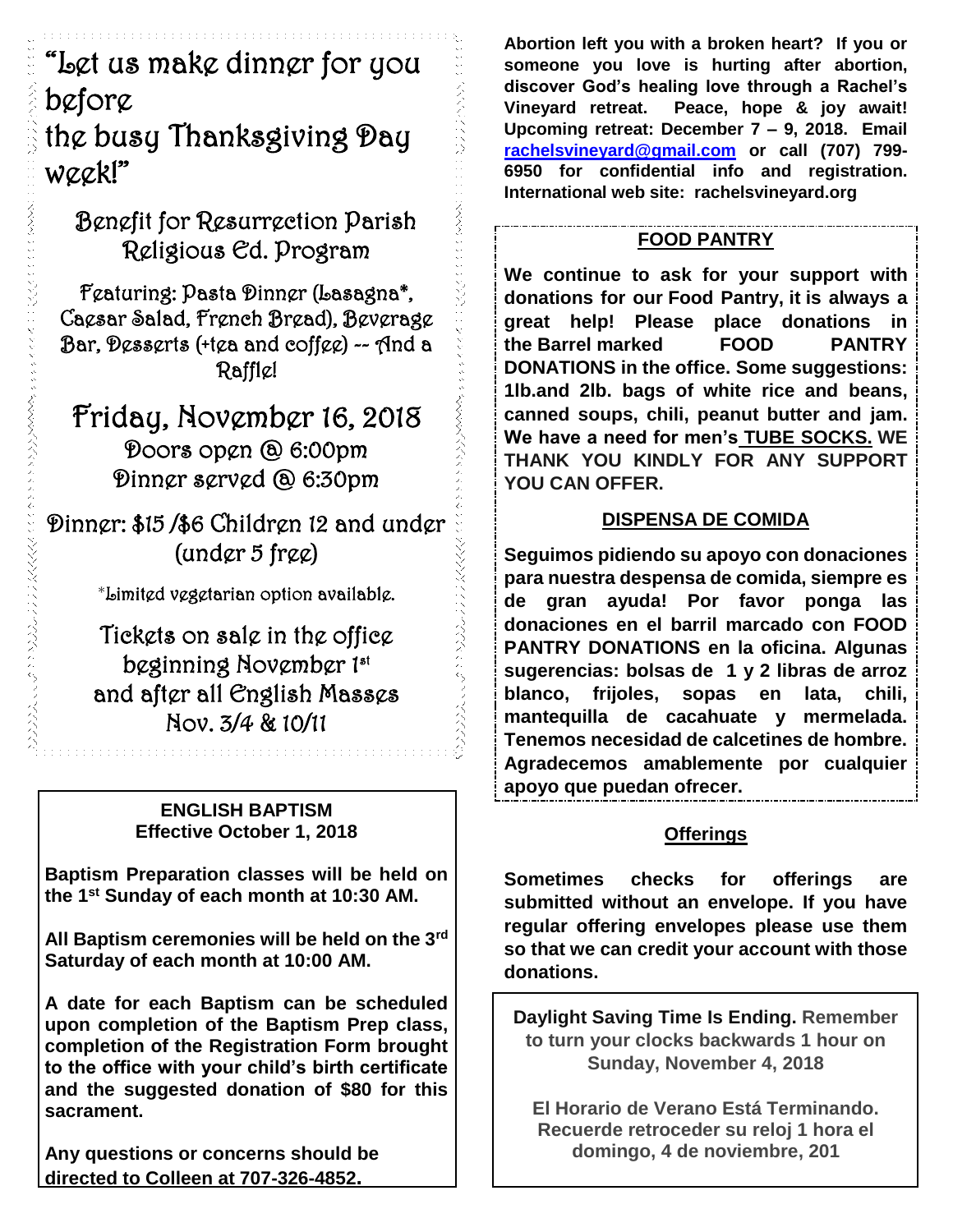# "Let us make dinner for you before the busy Thanksgiving Day week!"

## Benefit for Resurrection Parish Religious Ed. Program

Featuring: Pasta Dinner (Lasagna*, Caesar Salad, French Bread), Beverage Bar, Desserts (+tea and coffee) -- And a Raffle!

## Friday, November 16, 2018

Doors open @ 6:00pm
Dinner served @ 6:30pm

Dinner: $15 /$6 Children 12 and under (under 5 free)

*Limited vegetarian option available.

Tickets on sale in the office beginning November 1st and after all English Masses Nov. 3/4 & 10/11

**ENGLISH BAPTISM**
**Effective October 1, 2018**

**Baptism Preparation classes will be held on the 1st Sunday of each month at 10:30 AM.**

**All Baptism ceremonies will be held on the 3rd Saturday of each month at 10:00 AM.**

**A date for each Baptism can be scheduled upon completion of the Baptism Prep class, completion of the Registration Form brought to the office with your child's birth certificate and the suggested donation of $80 for this sacrament.**

**Any questions or concerns should be directed to Colleen at 707-326-4852.**

**Abortion left you with a broken heart? If you or someone you love is hurting after abortion, discover God's healing love through a Rachel's Vineyard retreat. Peace, hope & joy await! Upcoming retreat: December 7 – 9, 2018. Email rachelsvineyard@gmail.com or call (707) 799-6950 for confidential info and registration. International web site: rachelsvineyard.org**

**FOOD PANTRY**

**We continue to ask for your support with donations for our Food Pantry, it is always a great help! Please place donations in the Barrel marked FOOD PANTRY DONATIONS in the office. Some suggestions: 1lb.and 2lb. bags of white rice and beans, canned soups, chili, peanut butter and jam. We have a need for men's TUBE SOCKS. WE THANK YOU KINDLY FOR ANY SUPPORT YOU CAN OFFER.**

**DISPENSA DE COMIDA**

**Seguimos pidiendo su apoyo con donaciones para nuestra despensa de comida, siempre es de gran ayuda! Por favor ponga las donaciones en el barril marcado con FOOD PANTRY DONATIONS en la oficina. Algunas sugerencias: bolsas de 1 y 2 libras de arroz blanco, frijoles, sopas en lata, chili, mantequilla de cacahuate y mermelada. Tenemos necesidad de calcetines de hombre. Agradecemos amablemente por cualquier apoyo que puedan ofrecer.**

**Offerings**

**Sometimes checks for offerings are submitted without an envelope. If you have regular offering envelopes please use them so that we can credit your account with those donations.**

**Daylight Saving Time Is Ending. Remember to turn your clocks backwards 1 hour on Sunday, November 4, 2018**

**El Horario de Verano Está Terminando. Recuerde retroceder su reloj 1 hora el domingo, 4 de noviembre, 201**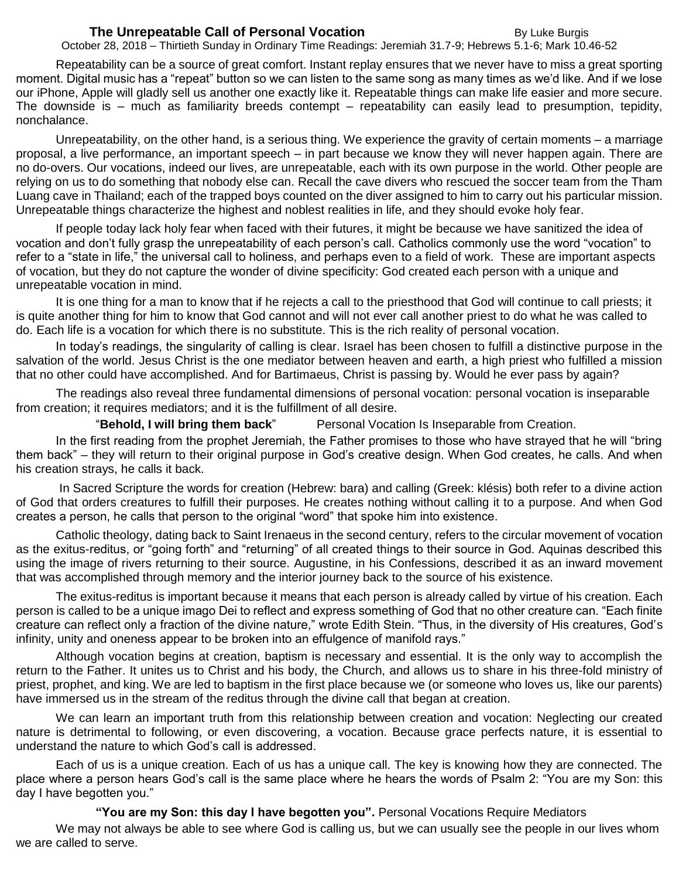# The Unrepeatable Call of Personal Vocation

By Luke Burgis

October 28, 2018 – Thirtieth Sunday in Ordinary Time Readings: Jeremiah 31.7-9; Hebrews 5.1-6; Mark 10.46-52

Repeatability can be a source of great comfort. Instant replay ensures that we never have to miss a great sporting moment. Digital music has a "repeat" button so we can listen to the same song as many times as we'd like. And if we lose our iPhone, Apple will gladly sell us another one exactly like it. Repeatable things can make life easier and more secure. The downside is – much as familiarity breeds contempt – repeatability can easily lead to presumption, tepidity, nonchalance.

Unrepeatability, on the other hand, is a serious thing. We experience the gravity of certain moments – a marriage proposal, a live performance, an important speech – in part because we know they will never happen again. There are no do-overs. Our vocations, indeed our lives, are unrepeatable, each with its own purpose in the world. Other people are relying on us to do something that nobody else can. Recall the cave divers who rescued the soccer team from the Tham Luang cave in Thailand; each of the trapped boys counted on the diver assigned to him to carry out his particular mission. Unrepeatable things characterize the highest and noblest realities in life, and they should evoke holy fear.

If people today lack holy fear when faced with their futures, it might be because we have sanitized the idea of vocation and don't fully grasp the unrepeatability of each person's call. Catholics commonly use the word "vocation" to refer to a "state in life," the universal call to holiness, and perhaps even to a field of work. These are important aspects of vocation, but they do not capture the wonder of divine specificity: God created each person with a unique and unrepeatable vocation in mind.

It is one thing for a man to know that if he rejects a call to the priesthood that God will continue to call priests; it is quite another thing for him to know that God cannot and will not ever call another priest to do what he was called to do. Each life is a vocation for which there is no substitute. This is the rich reality of personal vocation.

In today's readings, the singularity of calling is clear. Israel has been chosen to fulfill a distinctive purpose in the salvation of the world. Jesus Christ is the one mediator between heaven and earth, a high priest who fulfilled a mission that no other could have accomplished. And for Bartimaeus, Christ is passing by. Would he ever pass by again?

The readings also reveal three fundamental dimensions of personal vocation: personal vocation is inseparable from creation; it requires mediators; and it is the fulfillment of all desire.

"**Behold, I will bring them back**" Personal Vocation Is Inseparable from Creation.

In the first reading from the prophet Jeremiah, the Father promises to those who have strayed that he will "bring them back" – they will return to their original purpose in God's creative design. When God creates, he calls. And when his creation strays, he calls it back.

In Sacred Scripture the words for creation (Hebrew: bara) and calling (Greek: klésis) both refer to a divine action of God that orders creatures to fulfill their purposes. He creates nothing without calling it to a purpose. And when God creates a person, he calls that person to the original "word" that spoke him into existence.

Catholic theology, dating back to Saint Irenaeus in the second century, refers to the circular movement of vocation as the exitus-reditus, or "going forth" and "returning" of all created things to their source in God. Aquinas described this using the image of rivers returning to their source. Augustine, in his Confessions, described it as an inward movement that was accomplished through memory and the interior journey back to the source of his existence.

The exitus-reditus is important because it means that each person is already called by virtue of his creation. Each person is called to be a unique imago Dei to reflect and express something of God that no other creature can. "Each finite creature can reflect only a fraction of the divine nature," wrote Edith Stein. "Thus, in the diversity of His creatures, God's infinity, unity and oneness appear to be broken into an effulgence of manifold rays."

Although vocation begins at creation, baptism is necessary and essential. It is the only way to accomplish the return to the Father. It unites us to Christ and his body, the Church, and allows us to share in his three-fold ministry of priest, prophet, and king. We are led to baptism in the first place because we (or someone who loves us, like our parents) have immersed us in the stream of the reditus through the divine call that began at creation.

We can learn an important truth from this relationship between creation and vocation: Neglecting our created nature is detrimental to following, or even discovering, a vocation. Because grace perfects nature, it is essential to understand the nature to which God's call is addressed.

Each of us is a unique creation. Each of us has a unique call. The key is knowing how they are connected. The place where a person hears God's call is the same place where he hears the words of Psalm 2: "You are my Son: this day I have begotten you."

**"You are my Son: this day I have begotten you".** Personal Vocations Require Mediators

We may not always be able to see where God is calling us, but we can usually see the people in our lives whom we are called to serve.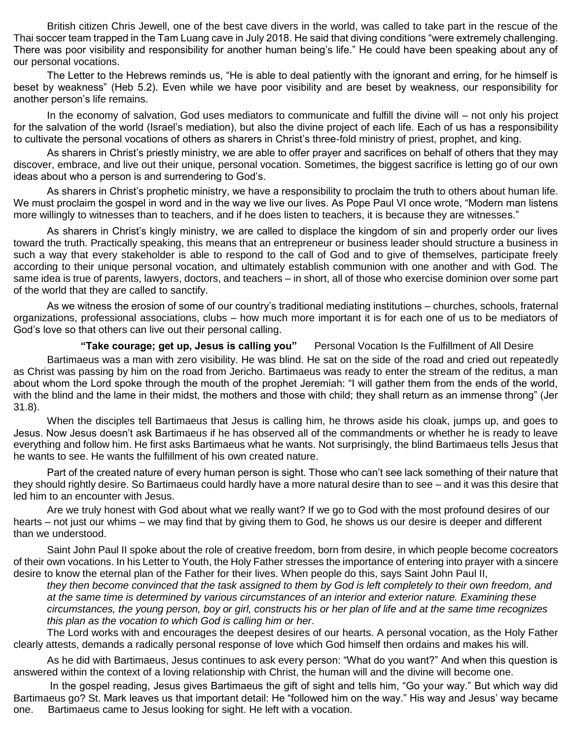British citizen Chris Jewell, one of the best cave divers in the world, was called to take part in the rescue of the Thai soccer team trapped in the Tam Luang cave in July 2018. He said that diving conditions "were extremely challenging. There was poor visibility and responsibility for another human being's life." He could have been speaking about any of our personal vocations.

The Letter to the Hebrews reminds us, "He is able to deal patiently with the ignorant and erring, for he himself is beset by weakness" (Heb 5.2). Even while we have poor visibility and are beset by weakness, our responsibility for another person's life remains.

In the economy of salvation, God uses mediators to communicate and fulfill the divine will – not only his project for the salvation of the world (Israel's mediation), but also the divine project of each life. Each of us has a responsibility to cultivate the personal vocations of others as sharers in Christ's three-fold ministry of priest, prophet, and king.

As sharers in Christ's priestly ministry, we are able to offer prayer and sacrifices on behalf of others that they may discover, embrace, and live out their unique, personal vocation. Sometimes, the biggest sacrifice is letting go of our own ideas about who a person is and surrendering to God's.

As sharers in Christ's prophetic ministry, we have a responsibility to proclaim the truth to others about human life. We must proclaim the gospel in word and in the way we live our lives. As Pope Paul VI once wrote, "Modern man listens more willingly to witnesses than to teachers, and if he does listen to teachers, it is because they are witnesses."

As sharers in Christ's kingly ministry, we are called to displace the kingdom of sin and properly order our lives toward the truth. Practically speaking, this means that an entrepreneur or business leader should structure a business in such a way that every stakeholder is able to respond to the call of God and to give of themselves, participate freely according to their unique personal vocation, and ultimately establish communion with one another and with God. The same idea is true of parents, lawyers, doctors, and teachers – in short, all of those who exercise dominion over some part of the world that they are called to sanctify.

As we witness the erosion of some of our country's traditional mediating institutions – churches, schools, fraternal organizations, professional associations, clubs – how much more important it is for each one of us to be mediators of God's love so that others can live out their personal calling.

**"Take courage; get up, Jesus is calling you"** Personal Vocation Is the Fulfillment of All Desire

Bartimaeus was a man with zero visibility. He was blind. He sat on the side of the road and cried out repeatedly as Christ was passing by him on the road from Jericho. Bartimaeus was ready to enter the stream of the reditus, a man about whom the Lord spoke through the mouth of the prophet Jeremiah: "I will gather them from the ends of the world, with the blind and the lame in their midst, the mothers and those with child; they shall return as an immense throng" (Jer 31.8).

When the disciples tell Bartimaeus that Jesus is calling him, he throws aside his cloak, jumps up, and goes to Jesus. Now Jesus doesn't ask Bartimaeus if he has observed all of the commandments or whether he is ready to leave everything and follow him. He first asks Bartimaeus what he wants. Not surprisingly, the blind Bartimaeus tells Jesus that he wants to see. He wants the fulfillment of his own created nature.

Part of the created nature of every human person is sight. Those who can't see lack something of their nature that they should rightly desire. So Bartimaeus could hardly have a more natural desire than to see – and it was this desire that led him to an encounter with Jesus.

Are we truly honest with God about what we really want? If we go to God with the most profound desires of our hearts – not just our whims – we may find that by giving them to God, he shows us our desire is deeper and different than we understood.

Saint John Paul II spoke about the role of creative freedom, born from desire, in which people become cocreators of their own vocations. In his Letter to Youth, the Holy Father stresses the importance of entering into prayer with a sincere desire to know the eternal plan of the Father for their lives. When people do this, says Saint John Paul II,

*they then become convinced that the task assigned to them by God is left completely to their own freedom, and at the same time is determined by various circumstances of an interior and exterior nature. Examining these circumstances, the young person, boy or girl, constructs his or her plan of life and at the same time recognizes this plan as the vocation to which God is calling him or her*.

The Lord works with and encourages the deepest desires of our hearts. A personal vocation, as the Holy Father clearly attests, demands a radically personal response of love which God himself then ordains and makes his will.

As he did with Bartimaeus, Jesus continues to ask every person: "What do you want?" And when this question is answered within the context of a loving relationship with Christ, the human will and the divine will become one.

In the gospel reading, Jesus gives Bartimaeus the gift of sight and tells him, "Go your way." But which way did Bartimaeus go? St. Mark leaves us that important detail: He "followed him on the way." His way and Jesus' way became one. Bartimaeus came to Jesus looking for sight. He left with a vocation.